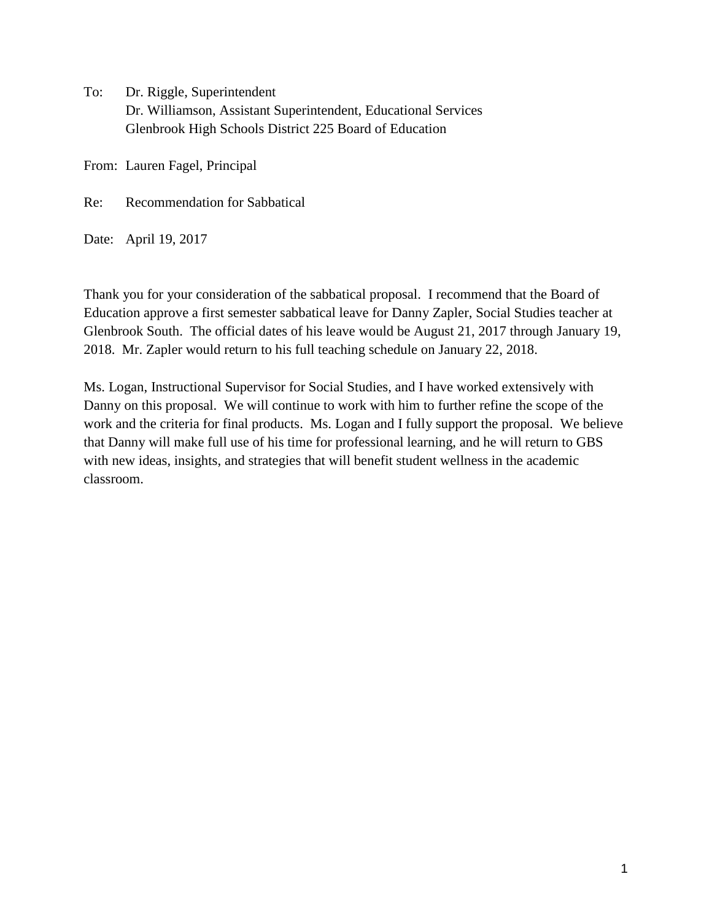To: Dr. Riggle, Superintendent
Dr. Williamson, Assistant Superintendent, Educational Services
Glenbrook High Schools District 225 Board of Education

From: Lauren Fagel, Principal

Re: Recommendation for Sabbatical

Date: April 19, 2017

Thank you for your consideration of the sabbatical proposal. I recommend that the Board of Education approve a first semester sabbatical leave for Danny Zapler, Social Studies teacher at Glenbrook South. The official dates of his leave would be August 21, 2017 through January 19, 2018. Mr. Zapler would return to his full teaching schedule on January 22, 2018.

Ms. Logan, Instructional Supervisor for Social Studies, and I have worked extensively with Danny on this proposal. We will continue to work with him to further refine the scope of the work and the criteria for final products. Ms. Logan and I fully support the proposal. We believe that Danny will make full use of his time for professional learning, and he will return to GBS with new ideas, insights, and strategies that will benefit student wellness in the academic classroom.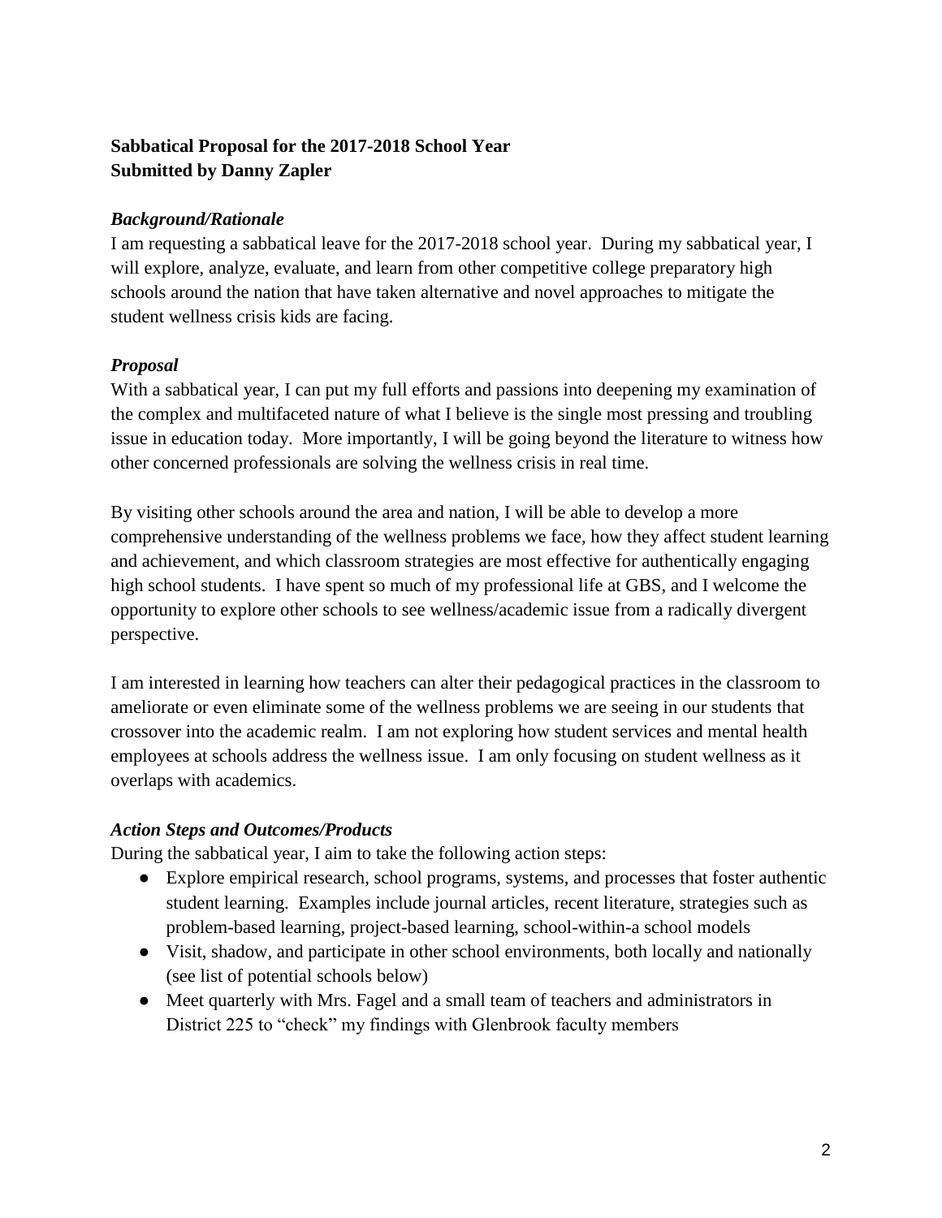**Sabbatical Proposal for the 2017-2018 School Year**
**Submitted by Danny Zapler**

### *Background/Rationale*

I am requesting a sabbatical leave for the 2017-2018 school year. During my sabbatical year, I will explore, analyze, evaluate, and learn from other competitive college preparatory high schools around the nation that have taken alternative and novel approaches to mitigate the student wellness crisis kids are facing.

### *Proposal*

With a sabbatical year, I can put my full efforts and passions into deepening my examination of the complex and multifaceted nature of what I believe is the single most pressing and troubling issue in education today. More importantly, I will be going beyond the literature to witness how other concerned professionals are solving the wellness crisis in real time.

By visiting other schools around the area and nation, I will be able to develop a more comprehensive understanding of the wellness problems we face, how they affect student learning and achievement, and which classroom strategies are most effective for authentically engaging high school students. I have spent so much of my professional life at GBS, and I welcome the opportunity to explore other schools to see wellness/academic issue from a radically divergent perspective.

I am interested in learning how teachers can alter their pedagogical practices in the classroom to ameliorate or even eliminate some of the wellness problems we are seeing in our students that crossover into the academic realm. I am not exploring how student services and mental health employees at schools address the wellness issue. I am only focusing on student wellness as it overlaps with academics.

### *Action Steps and Outcomes/Products*

During the sabbatical year, I aim to take the following action steps:

- Explore empirical research, school programs, systems, and processes that foster authentic student learning. Examples include journal articles, recent literature, strategies such as problem-based learning, project-based learning, school-within-a school models
- Visit, shadow, and participate in other school environments, both locally and nationally (see list of potential schools below)
- Meet quarterly with Mrs. Fagel and a small team of teachers and administrators in District 225 to "check" my findings with Glenbrook faculty members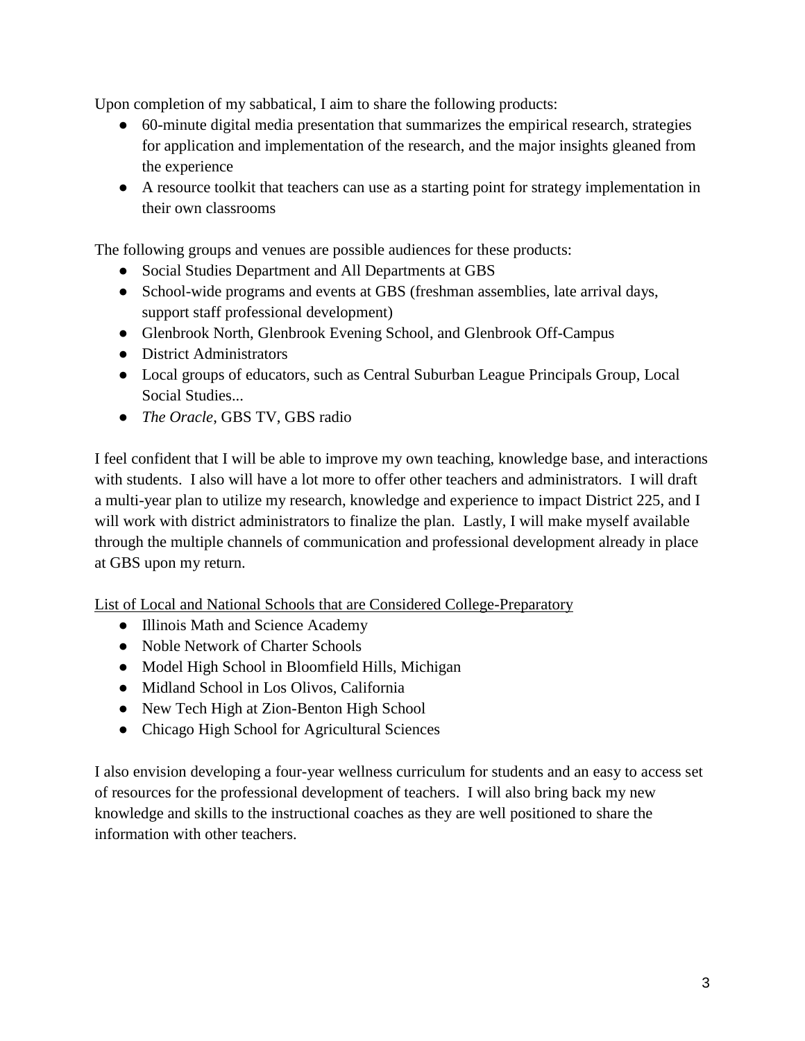Upon completion of my sabbatical, I aim to share the following products:

- 60-minute digital media presentation that summarizes the empirical research, strategies for application and implementation of the research, and the major insights gleaned from the experience
- A resource toolkit that teachers can use as a starting point for strategy implementation in their own classrooms

The following groups and venues are possible audiences for these products:

- Social Studies Department and All Departments at GBS
- School-wide programs and events at GBS (freshman assemblies, late arrival days, support staff professional development)
- Glenbrook North, Glenbrook Evening School, and Glenbrook Off-Campus
- District Administrators
- Local groups of educators, such as Central Suburban League Principals Group, Local Social Studies...
- *The Oracle*, GBS TV, GBS radio

I feel confident that I will be able to improve my own teaching, knowledge base, and interactions with students. I also will have a lot more to offer other teachers and administrators. I will draft a multi-year plan to utilize my research, knowledge and experience to impact District 225, and I will work with district administrators to finalize the plan. Lastly, I will make myself available through the multiple channels of communication and professional development already in place at GBS upon my return.

<u>List of Local and National Schools that are Considered College-Preparatory</u>

- Illinois Math and Science Academy
- Noble Network of Charter Schools
- Model High School in Bloomfield Hills, Michigan
- Midland School in Los Olivos, California
- New Tech High at Zion-Benton High School
- Chicago High School for Agricultural Sciences

I also envision developing a four-year wellness curriculum for students and an easy to access set of resources for the professional development of teachers. I will also bring back my new knowledge and skills to the instructional coaches as they are well positioned to share the information with other teachers.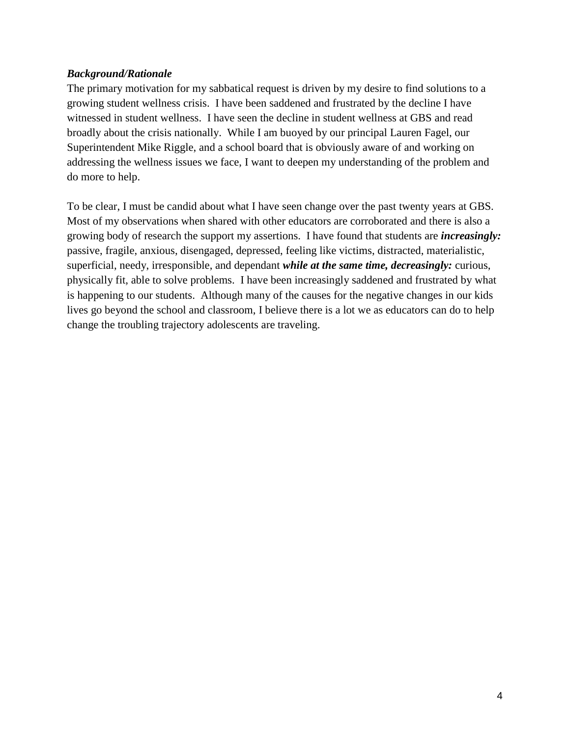***Background/Rationale***

The primary motivation for my sabbatical request is driven by my desire to find solutions to a growing student wellness crisis. I have been saddened and frustrated by the decline I have witnessed in student wellness. I have seen the decline in student wellness at GBS and read broadly about the crisis nationally. While I am buoyed by our principal Lauren Fagel, our Superintendent Mike Riggle, and a school board that is obviously aware of and working on addressing the wellness issues we face, I want to deepen my understanding of the problem and do more to help.

To be clear, I must be candid about what I have seen change over the past twenty years at GBS. Most of my observations when shared with other educators are corroborated and there is also a growing body of research the support my assertions. I have found that students are ***increasingly:*** passive, fragile, anxious, disengaged, depressed, feeling like victims, distracted, materialistic, superficial, needy, irresponsible, and dependant ***while at the same time, decreasingly:*** curious, physically fit, able to solve problems. I have been increasingly saddened and frustrated by what is happening to our students. Although many of the causes for the negative changes in our kids lives go beyond the school and classroom, I believe there is a lot we as educators can do to help change the troubling trajectory adolescents are traveling.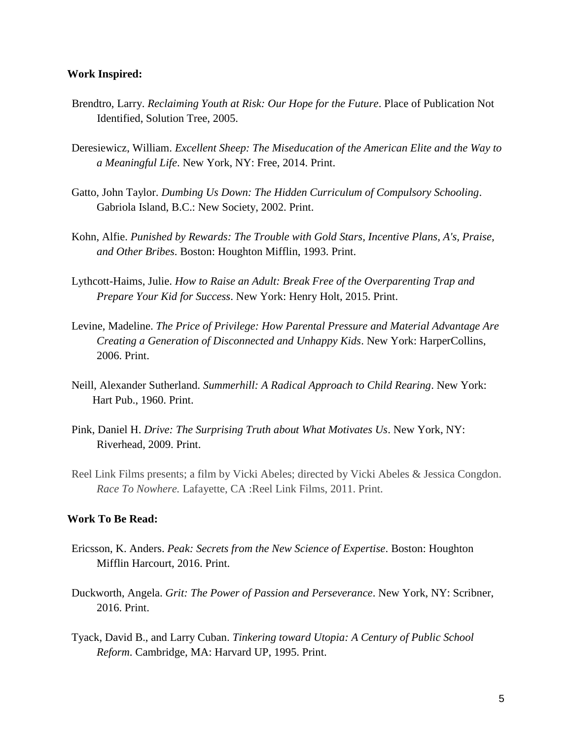**Work Inspired:**

Brendtro, Larry. *Reclaiming Youth at Risk: Our Hope for the Future*. Place of Publication Not Identified, Solution Tree, 2005.

Deresiewicz, William. *Excellent Sheep: The Miseducation of the American Elite and the Way to a Meaningful Life*. New York, NY: Free, 2014. Print.

Gatto, John Taylor. *Dumbing Us Down: The Hidden Curriculum of Compulsory Schooling*. Gabriola Island, B.C.: New Society, 2002. Print.

Kohn, Alfie. *Punished by Rewards: The Trouble with Gold Stars, Incentive Plans, A's, Praise, and Other Bribes*. Boston: Houghton Mifflin, 1993. Print.

Lythcott-Haims, Julie. *How to Raise an Adult: Break Free of the Overparenting Trap and Prepare Your Kid for Success*. New York: Henry Holt, 2015. Print.

Levine, Madeline. *The Price of Privilege: How Parental Pressure and Material Advantage Are Creating a Generation of Disconnected and Unhappy Kids*. New York: HarperCollins, 2006. Print.

Neill, Alexander Sutherland. *Summerhill: A Radical Approach to Child Rearing*. New York: Hart Pub., 1960. Print.

Pink, Daniel H. *Drive: The Surprising Truth about What Motivates Us*. New York, NY: Riverhead, 2009. Print.

Reel Link Films presents; a film by Vicki Abeles; directed by Vicki Abeles & Jessica Congdon. *Race To Nowhere.* Lafayette, CA :Reel Link Films, 2011. Print.

**Work To Be Read:**

Ericsson, K. Anders. *Peak: Secrets from the New Science of Expertise*. Boston: Houghton Mifflin Harcourt, 2016. Print.

Duckworth, Angela. *Grit: The Power of Passion and Perseverance*. New York, NY: Scribner, 2016. Print.

Tyack, David B., and Larry Cuban. *Tinkering toward Utopia: A Century of Public School Reform*. Cambridge, MA: Harvard UP, 1995. Print.